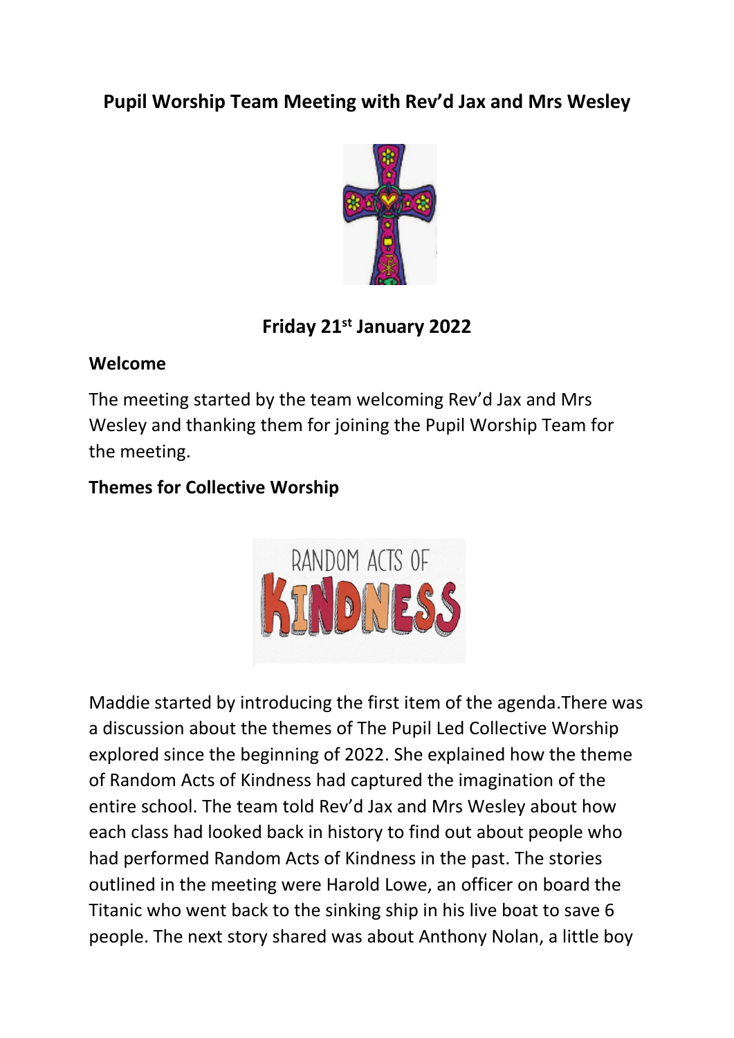# Pupil Worship Team Meeting with Rev'd Jax and Mrs Wesley

**Friday 21st January 2022**

## Welcome

The meeting started by the team welcoming Rev'd Jax and Mrs Wesley and thanking them for joining the Pupil Worship Team for the meeting.

## Themes for Collective Worship

Maddie started by introducing the first item of the agenda.There was a discussion about the themes of The Pupil Led Collective Worship explored since the beginning of 2022. She explained how the theme of Random Acts of Kindness had captured the imagination of the entire school. The team told Rev'd Jax and Mrs Wesley about how each class had looked back in history to find out about people who had performed Random Acts of Kindness in the past. The stories outlined in the meeting were Harold Lowe, an officer on board the Titanic who went back to the sinking ship in his live boat to save 6 people. The next story shared was about Anthony Nolan, a little boy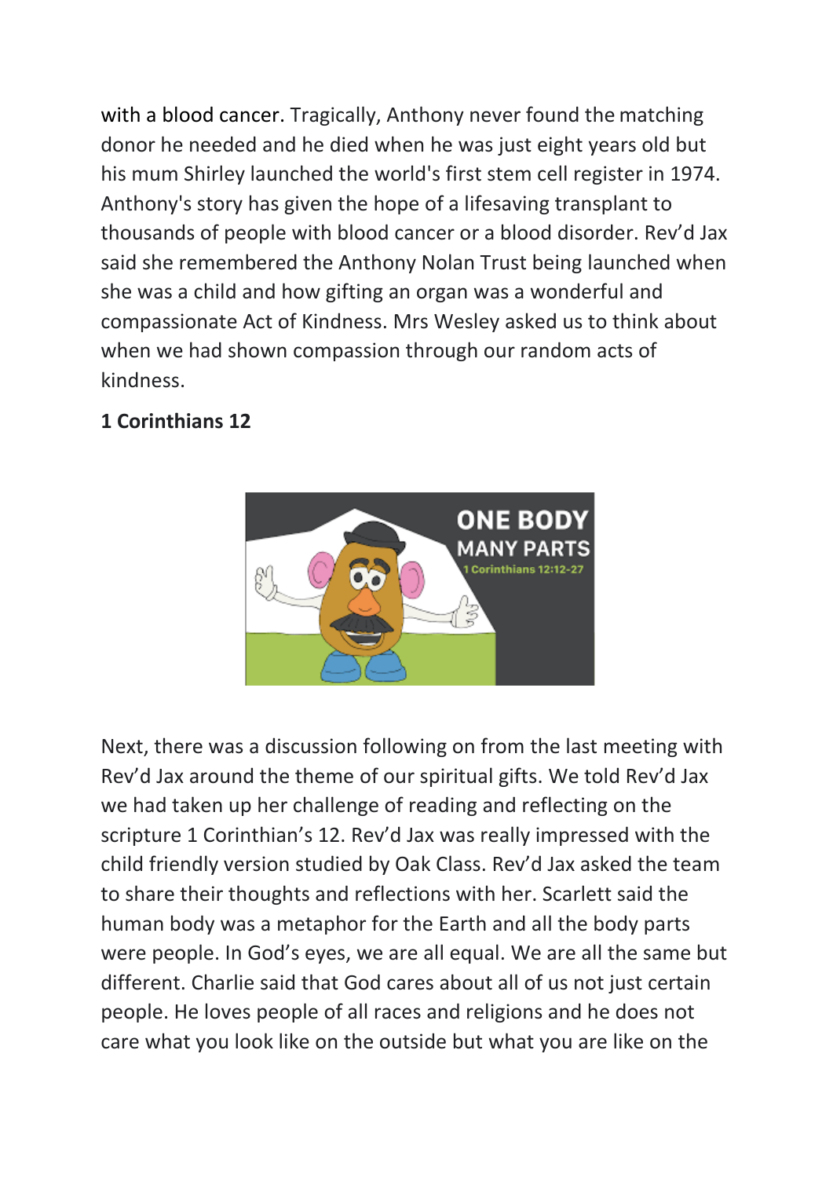with a blood cancer. Tragically, Anthony never found the matching donor he needed and he died when he was just eight years old but his mum Shirley launched the world's first stem cell register in 1974. Anthony's story has given the hope of a lifesaving transplant to thousands of people with blood cancer or a blood disorder. Rev'd Jax said she remembered the Anthony Nolan Trust being launched when she was a child and how gifting an organ was a wonderful and compassionate Act of Kindness. Mrs Wesley asked us to think about when we had shown compassion through our random acts of kindness.

**1 Corinthians 12**

Next, there was a discussion following on from the last meeting with Rev'd Jax around the theme of our spiritual gifts. We told Rev'd Jax we had taken up her challenge of reading and reflecting on the scripture 1 Corinthian's 12. Rev'd Jax was really impressed with the child friendly version studied by Oak Class. Rev'd Jax asked the team to share their thoughts and reflections with her. Scarlett said the human body was a metaphor for the Earth and all the body parts were people. In God's eyes, we are all equal. We are all the same but different. Charlie said that God cares about all of us not just certain people. He loves people of all races and religions and he does not care what you look like on the outside but what you are like on the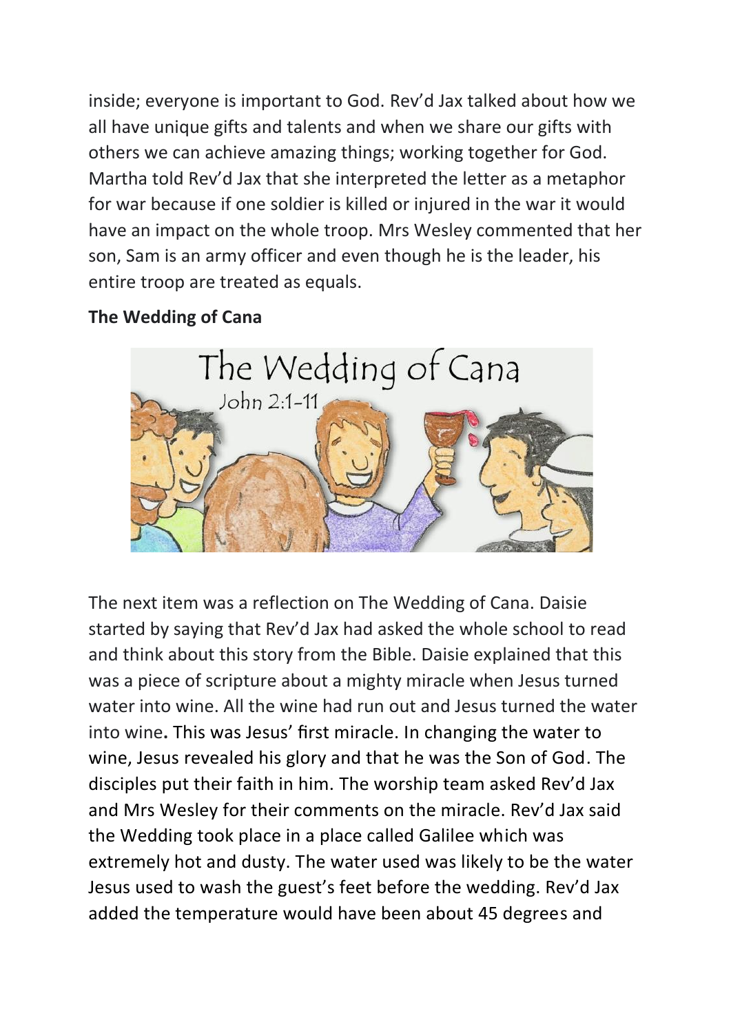inside; everyone is important to God. Rev'd Jax talked about how we all have unique gifts and talents and when we share our gifts with others we can achieve amazing things; working together for God. Martha told Rev'd Jax that she interpreted the letter as a metaphor for war because if one soldier is killed or injured in the war it would have an impact on the whole troop. Mrs Wesley commented that her son, Sam is an army officer and even though he is the leader, his entire troop are treated as equals.

**The Wedding of Cana**

The next item was a reflection on The Wedding of Cana. Daisie started by saying that Rev'd Jax had asked the whole school to read and think about this story from the Bible. Daisie explained that this was a piece of scripture about a mighty miracle when Jesus turned water into wine. All the wine had run out and Jesus turned the water into wine**.** This was Jesus' first miracle. In changing the water to wine, Jesus revealed his glory and that he was the Son of God. The disciples put their faith in him. The worship team asked Rev'd Jax and Mrs Wesley for their comments on the miracle. Rev'd Jax said the Wedding took place in a place called Galilee which was extremely hot and dusty. The water used was likely to be the water Jesus used to wash the guest's feet before the wedding. Rev'd Jax added the temperature would have been about 45 degrees and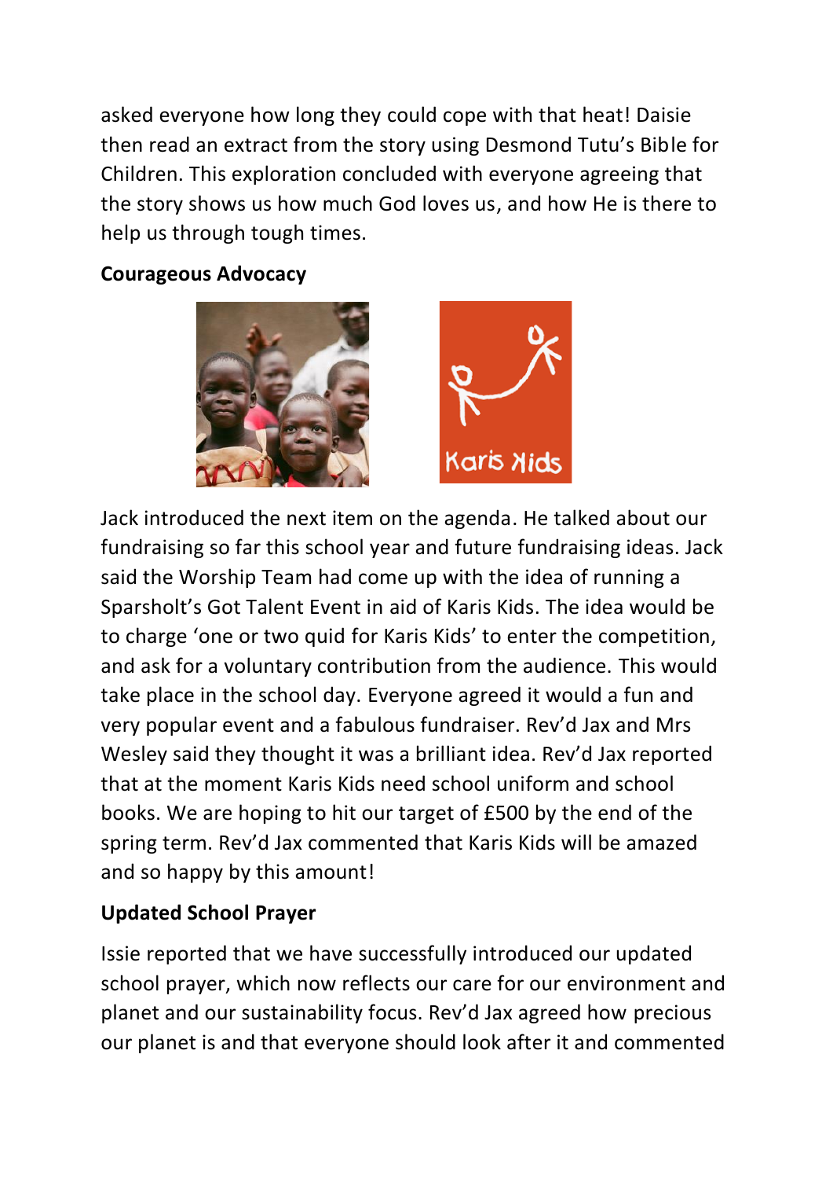asked everyone how long they could cope with that heat! Daisie then read an extract from the story using Desmond Tutu's Bible for Children. This exploration concluded with everyone agreeing that the story shows us how much God loves us, and how He is there to help us through tough times.

**Courageous Advocacy**

Jack introduced the next item on the agenda. He talked about our fundraising so far this school year and future fundraising ideas. Jack said the Worship Team had come up with the idea of running a Sparsholt's Got Talent Event in aid of Karis Kids. The idea would be to charge 'one or two quid for Karis Kids' to enter the competition, and ask for a voluntary contribution from the audience. This would take place in the school day. Everyone agreed it would a fun and very popular event and a fabulous fundraiser. Rev'd Jax and Mrs Wesley said they thought it was a brilliant idea. Rev'd Jax reported that at the moment Karis Kids need school uniform and school books. We are hoping to hit our target of £500 by the end of the spring term. Rev'd Jax commented that Karis Kids will be amazed and so happy by this amount!

**Updated School Prayer**

Issie reported that we have successfully introduced our updated school prayer, which now reflects our care for our environment and planet and our sustainability focus. Rev'd Jax agreed how precious our planet is and that everyone should look after it and commented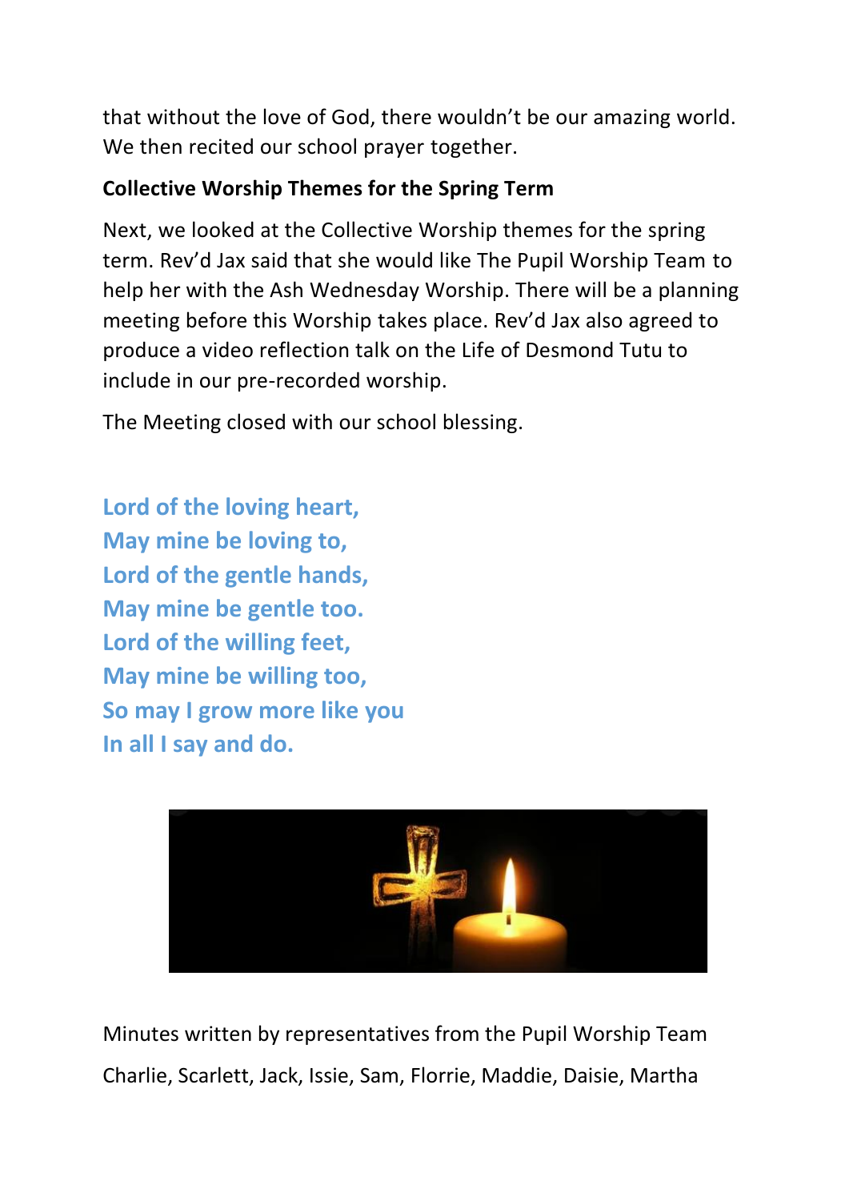that without the love of God, there wouldn't be our amazing world. We then recited our school prayer together.

**Collective Worship Themes for the Spring Term**

Next, we looked at the Collective Worship themes for the spring term. Rev'd Jax said that she would like The Pupil Worship Team to help her with the Ash Wednesday Worship. There will be a planning meeting before this Worship takes place. Rev'd Jax also agreed to produce a video reflection talk on the Life of Desmond Tutu to include in our pre-recorded worship.

The Meeting closed with our school blessing.

**Lord of the loving heart,**
**May mine be loving to,**
**Lord of the gentle hands,**
**May mine be gentle too.**
**Lord of the willing feet,**
**May mine be willing too,**
**So may I grow more like you**
**In all I say and do.**

Minutes written by representatives from the Pupil Worship Team

Charlie, Scarlett, Jack, Issie, Sam, Florrie, Maddie, Daisie, Martha